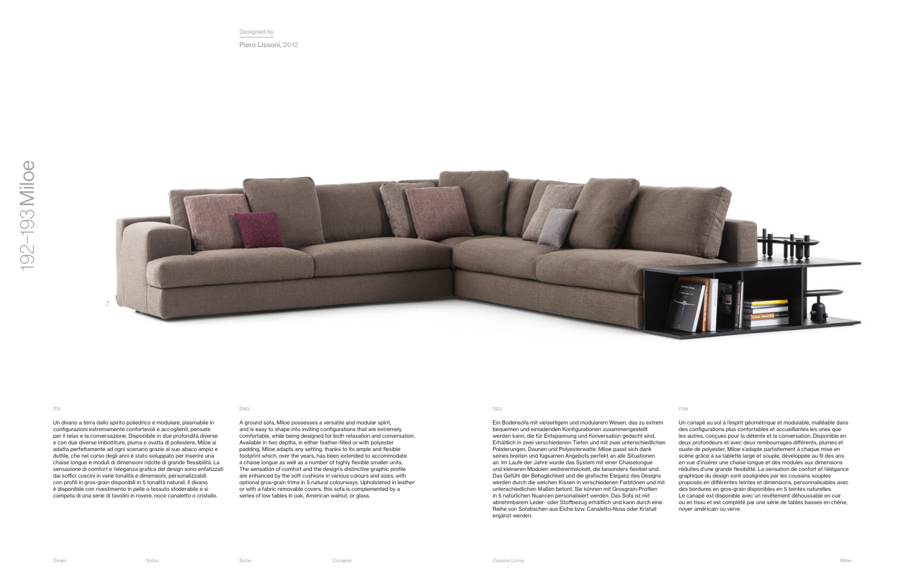# 192–193 Miloe

Designed by

Piero Lissoni, 2012

ITA

Un divano a terra dallo spirito poliedrico e modulare, plasmabile in configurazioni estremamente confortevoli e accoglienti, pensate per il relax e la conversazione. Disponibile in due profondità diverse e con due diverse imbottiture, piuma e ovatta di poliestere, Miloe si adatta perfettamente ad ogni scenario grazie al suo abaco ampio e duttile, che nel corso degli anni è stato sviluppato per inserire una chaise longue e moduli di dimensioni ridotte di grande flessibilità. La sensazione di comfort e l'eleganza grafica del design sono enfatizzati dai soffici cuscini in varie tonalità e dimensioni, personalizzabili con profili in gros-grain disponibili in 5 tonalità naturali. Il divano è disponibile con rivestimento in pelle o tessuto sfoderabile e si completa di una serie di tavolini in rovere, noce canaletto o cristallo.

ENG

A ground sofa, Miloe possesses a versatile and modular spirit, and is easy to shape into inviting configurations that are extremely comfortable, while being designed for both relaxation and conversation. Available in two depths, in either feather-filled or with polyester padding, Miloe adapts any setting, thanks to its ample and flexible footprint which, over the years, has been extended to accommodate a chaise longue as well as a number of highly flexible smaller units. The sensation of comfort and the design's distinctive graphic profile are enhanced by the soft cushions in various colours and sizes, with optional gros-grain trims in 5 natural colourways. Upholstered in leather or with a fabric removable covers, this sofa is complemented by a series of low tables in oak, American walnut, or glass.

DEU

Ein Bodensofa mit vielseitigem und modularem Wesen, das zu extrem bequemen und einladenden Konfigurationen zusammengestellt werden kann, die für Entspannung und Konversation gedacht sind. Erhältlich in zwei verschiedenen Tiefen und mit zwei unterschiedlichen Polsterungen, Daunen und Polyesterwatte. Miloe passt sich dank seines breiten und fügsamen Angebots perfekt an alle Situationen an. Im Laufe der Jahre wurde das System mit einer Chaiselongue und kleineren Modulen weiterentwickelt, die besonders flexibel sind. Das Gefühl der Behaglichkeit und die grafische Eleganz des Designs werden durch die weichen Kissen in verschiedenen Farbtönen und mit unterschiedlichen Maßen betont. Sie können mit Grosgrain-Profilen in 5 natürlichen Nuancen personalisiert werden. Das Sofa ist mit abnehmbarem Leder- oder Stoffbezug erhältlich und kann durch eine Reihe von Sofatischen aus Eiche bzw. Canaletto-Nuss oder Kristall ergänzt werden.

FRA

Un canapé au sol à l'esprit géométrique et modulable, malléable dans des configurations plus confortables et accueillantes les unes que les autres, conçues pour la détente et la conversation. Disponible en deux profondeurs et avec deux rembourrages différents, plumes et ouate de polyester, Miloe s'adapte parfaitement à chaque mise en scène grâce à sa tablette large et souple, développée au fil des ans en vue d'insérer une chaise longue et des modules aux dimensions réduites d'une grande flexibilité. La sensation de confort et l'élégance graphique du design sont soulignées par les coussins souples proposés en différentes teintes et dimensions, personnalisables avec des bordures en gros-grain disponibles en 5 teintes naturelles. Le canapé est disponible avec un revêtement déhoussable en cuir ou en tissu et est complété par une série de tables basses en chêne, noyer américain ou verre.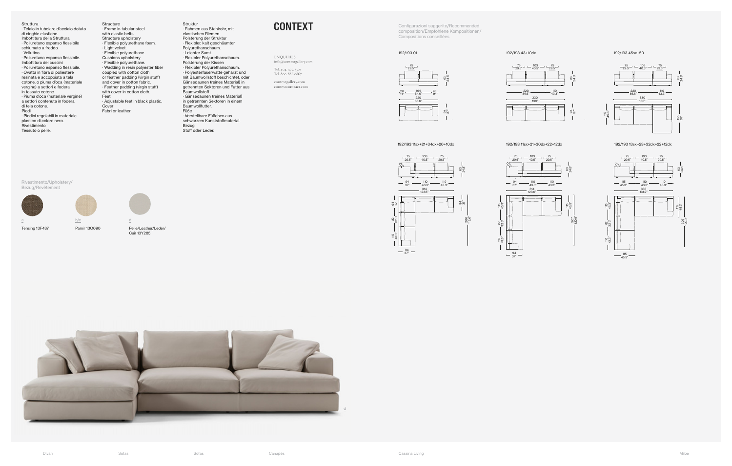# CONTEXT

ENQUIRIES
info@contextgallery.com

Tel. 404. 477. 3401
Tel. 800. 886.0867

contextgallery.com
contextcontract.com

**Struttura**
· Telaio in tubolare d'acciaio dotato di cinghie elastiche.
**Imbottitura della Struttura**
· Poliuretano espanso flessibile schiumato a freddo.
· Vellutino.
· Poliuretano espanso flessibile.
**Imbottitura dei cuscini**
· Poliuretano espanso flessibile.
· Ovatta in fibra di poliestere resinata e accoppiata a tela cotone, o piuma d'oca (materiale vergine) a settori e fodera in tessuto cotone
· Piuma d'oca (materiale vergine) a settori contenuta in fodera di tela cotone.
**Piedi**
· Piedini regolabili in materiale plastico di colore nero.
**Rivestimento**
Tessuto o pelle.

**Structure**
· Frame in tubular steel with elastic belts.
**Structure upholstery**
· Flexible polyurethane foam.
· Light velvet.
· Flexible polyurethane.
**Cushions upholstery**
· Flexible polyurethane.
· Wadding in resin polyester fiber coupled with cotton cloth or feather padding (virgin stuff) and cover in cotton fabric.
· Feather padding (virgin stuff) with cover in cotton cloth.
**Feet**
· Adjustable feet in black plastic.
**Cover**
Fabri or leather.

**Struktur**
· Rahmen aus Stahlrohr, mit elastischen Riemen.
**Polsterung der Struktur**
· Flexibler, kalt geschäumter Polyurethanschaum.
· Leichter Samt.
· Flexibler Polyurethanschaum.
**Polsterung der Kissen**
· Flexibler Polyurethanschaum.
· Polyesterfaserwatte geharzt und mit Baumwollstoff beschichtet, oder Gänsedaunen (reines Material) in getrennten Sektoren und Futter aus Baumwollstoff
· Gänsedaunen (reines Material) in getrennten Sektoren in einem Baumwollfutter.
**Füße**
· Verstellbare Füßchen aus schwarzem Kunststoffmaterial.
**Bezug**
Stoff oder Leder.

Rivestimento/Upholstery/Bezug/Revêtement

a — Tensing 13F437
b/c — Pamir 13O090
d — Pelle/Leather/Leder/Cuir 13Y285

Configurazioni suggerite/Recommended composition/Empfohlene Kompositionen/Compositions conseillées

192/193 01
75 29.5"
28 11" — 164 64.6" — 28 11"
220 86.6"
63 24.8"
94 37"

192/193 43+10dx
75 29.5" — 103 40.5" — 75 29.5"
220 86.6" — 110 43.3"
330 130"
63 24.8"
94 37"

192/193 45sx+50
75 29.5" — 103 40.5" — 75 29.5"
220 86.6" — 110 43.3"
330 130"
63 24.8"
115 45.3"
165 65"

192/193 11sx+21+34dx+20+10dx
75 29.5" — 103 40.5" — 75 29.5"
94 37" — 110 43.3" — 110 43.3"
314 123.6"
63 24.8"
94 37"
82 32.3"
110 43.3"
94 37"
94 37"
286 112.6"

192/193 11sx+21+30dx+22+12dx
75 29.5" — 103 40.5" — 75 29.5"
94 37" — 110 43.3" — 110 43.3"
314 123.6"
63 24.8"
115 45.3"
82 32.3"
110 43.3"
94 37"
115 45.3"
307 120.9"

192/193 13sx+23+32dx+22+12dx
75 29.5" — 103 40.5" — 75 29.5"
115 45.3" — 110 43.3" — 110 43.3"
335 131.9"
63 24.8"
115 45.3"
82 32.3"
110 43.3"
115 45.3"
115 45.3"
307 120.9"

d.